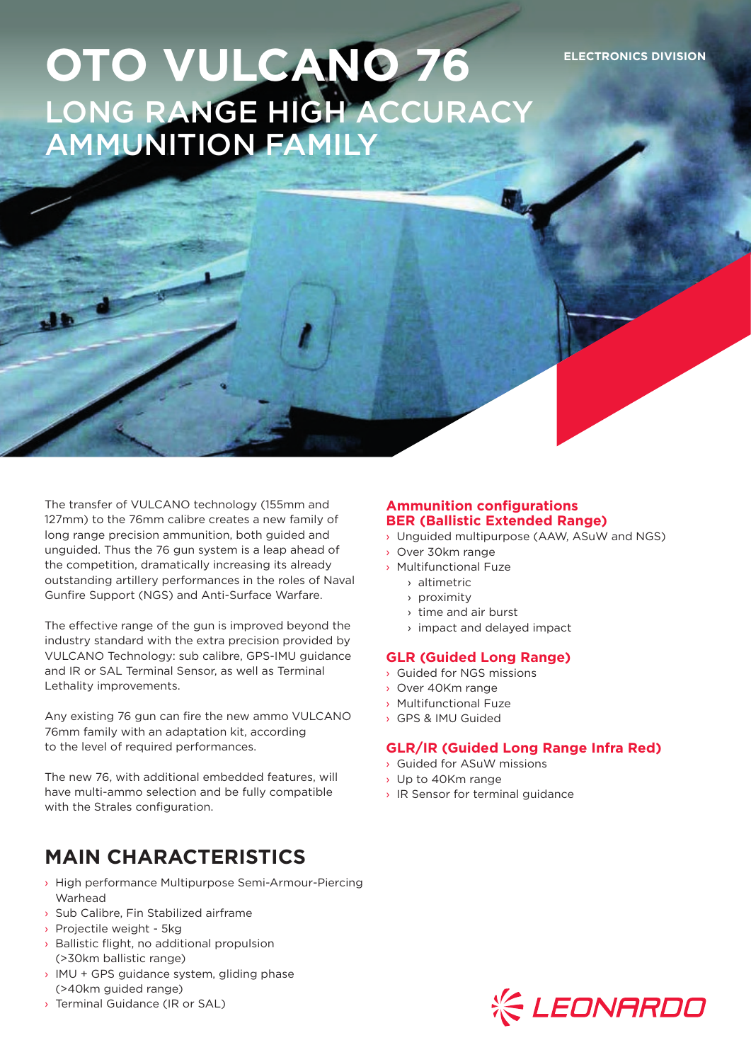# OTO VULCANO 76

## LONG RANGE HIGH ACCURACY AMMUNITION FAMILY

ELECTRONICS DIVISION

The transfer of VULCANO technology (155mm and 127mm) to the 76mm calibre creates a new family of long range precision ammunition, both guided and unguided. Thus the 76 gun system is a leap ahead of the competition, dramatically increasing its already outstanding artillery performances in the roles of Naval Gunfire Support (NGS) and Anti-Surface Warfare.

The effective range of the gun is improved beyond the industry standard with the extra precision provided by VULCANO Technology: sub calibre, GPS-IMU guidance and IR or SAL Terminal Sensor, as well as Terminal Lethality improvements.

Any existing 76 gun can fire the new ammo VULCANO 76mm family with an adaptation kit, according to the level of required performances.

The new 76, with additional embedded features, will have multi-ammo selection and be fully compatible with the Strales configuration.

## MAIN CHARACTERISTICS

- High performance Multipurpose Semi-Armour-Piercing Warhead
- Sub Calibre, Fin Stabilized airframe
- Projectile weight - 5kg
- Ballistic flight, no additional propulsion (>30km ballistic range)
- IMU + GPS guidance system, gliding phase (>40km guided range)
- Terminal Guidance (IR or SAL)

### Ammunition configurations

### BER (Ballistic Extended Range)

- Unguided multipurpose (AAW, ASuW and NGS)
- Over 30km range
- Multifunctional Fuze
  - altimetric
  - proximity
  - time and air burst
  - impact and delayed impact

### GLR (Guided Long Range)

- Guided for NGS missions
- Over 40Km range
- Multifunctional Fuze
- GPS & IMU Guided

### GLR/IR (Guided Long Range Infra Red)

- Guided for ASuW missions
- Up to 40Km range
- IR Sensor for terminal guidance

LEONARDO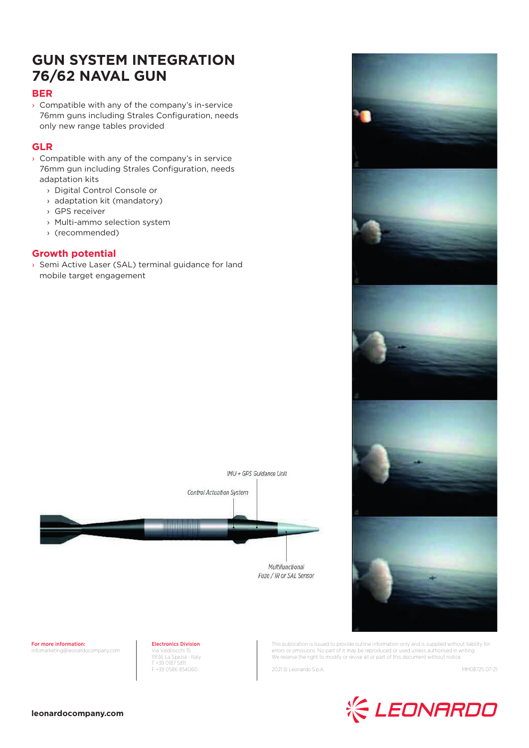# GUN SYSTEM INTEGRATION 76/62 NAVAL GUN

## BER

- Compatible with any of the company's in-service 76mm guns including Strales Configuration, needs only new range tables provided

## GLR

- Compatible with any of the company's in service 76mm gun including Strales Configuration, needs adaptation kits
  - Digital Control Console or
  - adaptation kit (mandatory)
  - GPS receiver
  - Multi-ammo selection system
  - (recommended)

## Growth potential

- Semi Active Laser (SAL) terminal guidance for land mobile target engagement

IMU + GPS Guidance Unit

Control Actuation System

Multifunctional Fuze / IR or SAL Sensor

**For more information:**
infomarketing@leonardocompany.com

**Electronics Division**
Via Valdilocchi 15
19136 La Spezia - Italy
T +39 0187 5811
F +39 0586 854060

This publication is issued to provide outline information only and is supplied without liability for errors or omissions. No part of it may be reproduced or used unless authorised in writing. We reserve the right to modify or revise all or part of this document without notice.

2021 © Leonardo S.p.A.

MM08725 07-21

**leonardocompany.com**

LEONARDO